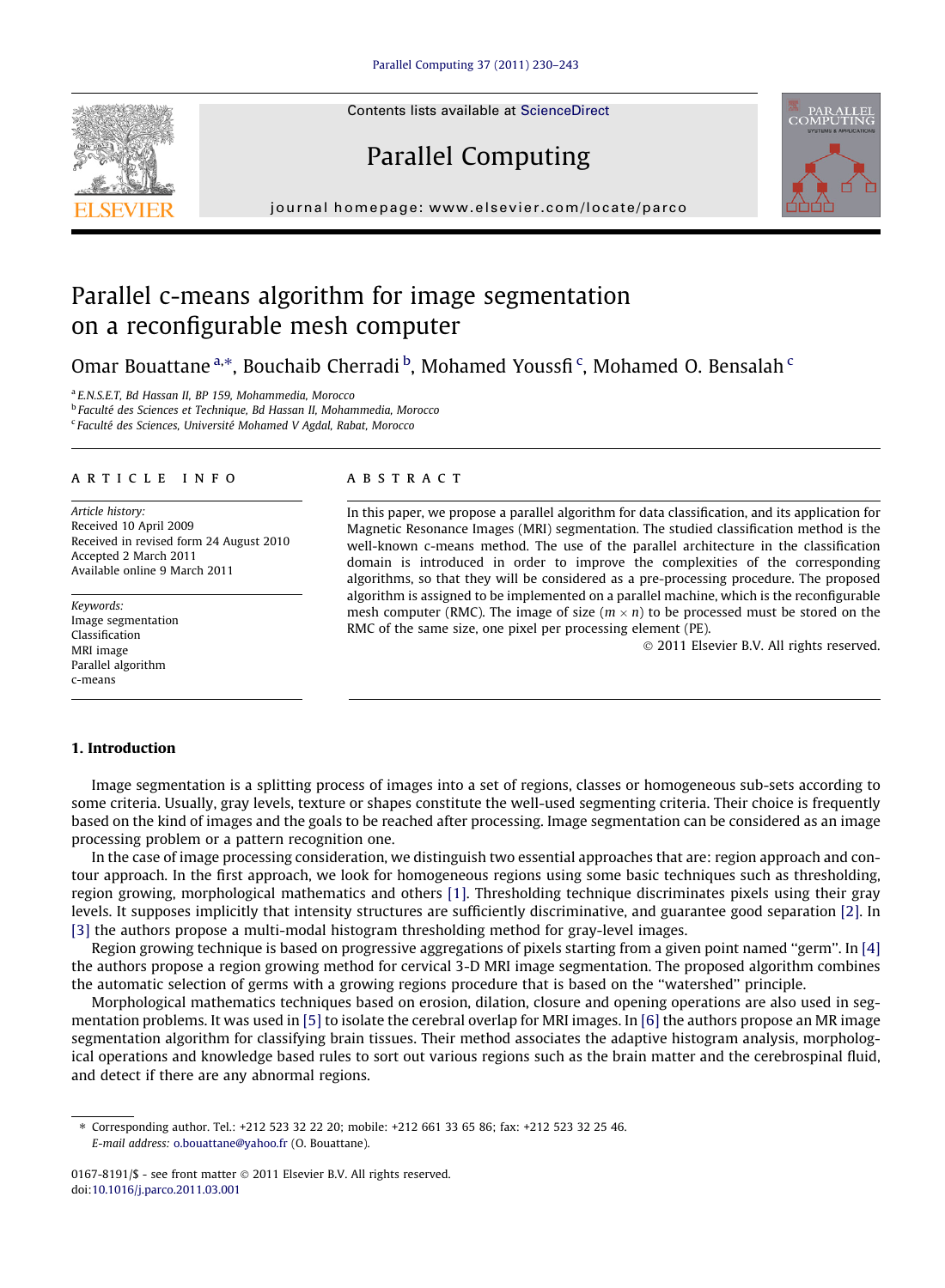# Parallel c-means algorithm for image segmentation on a reconfigurable mesh computer

Omar Bouattane [a,*], Bouchaib Cherradi [b], Mohamed Youssfi [c], Mohamed O. Bensalah [c]

[a] E.N.S.E.T, Bd Hassan II, BP 159, Mohammedia, Morocco
[b] Faculté des Sciences et Technique, Bd Hassan II, Mohammedia, Morocco
[c] Faculté des Sciences, Université Mohamed V Agdal, Rabat, Morocco

## ARTICLE INFO

*Article history:*
Received 10 April 2009
Received in revised form 24 August 2010
Accepted 2 March 2011
Available online 9 March 2011

*Keywords:*
Image segmentation
Classification
MRI image
Parallel algorithm
c-means

## ABSTRACT

In this paper, we propose a parallel algorithm for data classification, and its application for Magnetic Resonance Images (MRI) segmentation. The studied classification method is the well-known c-means method. The use of the parallel architecture in the classification domain is introduced in order to improve the complexities of the corresponding algorithms, so that they will be considered as a pre-processing procedure. The proposed algorithm is assigned to be implemented on a parallel machine, which is the reconfigurable mesh computer (RMC). The image of size $(m \times n)$ to be processed must be stored on the RMC of the same size, one pixel per processing element (PE).

© 2011 Elsevier B.V. All rights reserved.

## 1. Introduction

Image segmentation is a splitting process of images into a set of regions, classes or homogeneous sub-sets according to some criteria. Usually, gray levels, texture or shapes constitute the well-used segmenting criteria. Their choice is frequently based on the kind of images and the goals to be reached after processing. Image segmentation can be considered as an image processing problem or a pattern recognition one.

In the case of image processing consideration, we distinguish two essential approaches that are: region approach and contour approach. In the first approach, we look for homogeneous regions using some basic techniques such as thresholding, region growing, morphological mathematics and others [1]. Thresholding technique discriminates pixels using their gray levels. It supposes implicitly that intensity structures are sufficiently discriminative, and guarantee good separation [2]. In [3] the authors propose a multi-modal histogram thresholding method for gray-level images.

Region growing technique is based on progressive aggregations of pixels starting from a given point named "germ". In [4] the authors propose a region growing method for cervical 3-D MRI image segmentation. The proposed algorithm combines the automatic selection of germs with a growing regions procedure that is based on the "watershed" principle.

Morphological mathematics techniques based on erosion, dilation, closure and opening operations are also used in segmentation problems. It was used in [5] to isolate the cerebral overlap for MRI images. In [6] the authors propose an MR image segmentation algorithm for classifying brain tissues. Their method associates the adaptive histogram analysis, morphological operations and knowledge based rules to sort out various regions such as the brain matter and the cerebrospinal fluid, and detect if there are any abnormal regions.

* Corresponding author. Tel.: +212 523 32 22 20; mobile: +212 661 33 65 86; fax: +212 523 32 25 46.
*E-mail address:* o.bouattane@yahoo.fr (O. Bouattane).

0167-8191/$ - see front matter © 2011 Elsevier B.V. All rights reserved.
doi:10.1016/j.parco.2011.03.001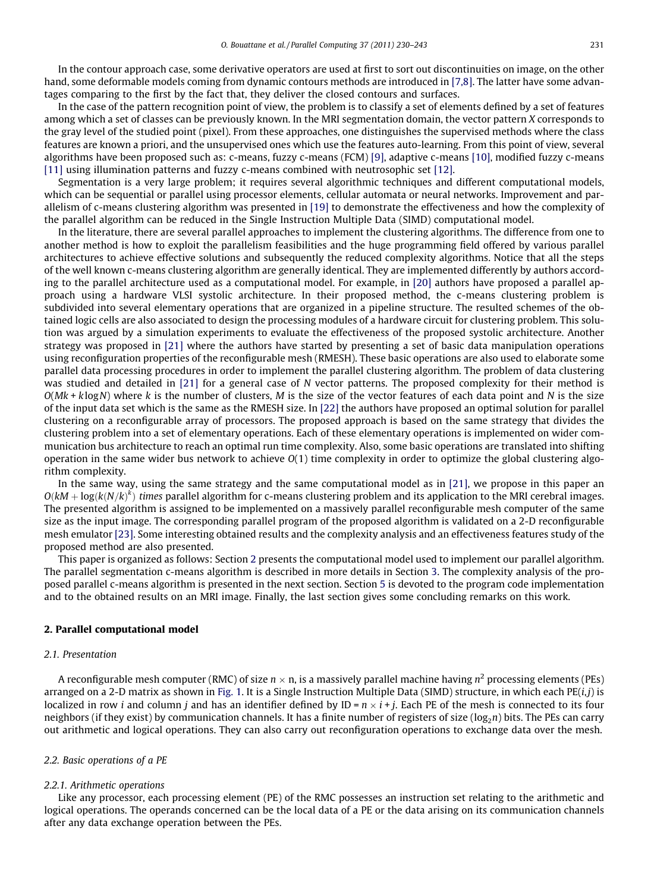In the contour approach case, some derivative operators are used at first to sort out discontinuities on image, on the other hand, some deformable models coming from dynamic contours methods are introduced in [7,8]. The latter have some advantages comparing to the first by the fact that, they deliver the closed contours and surfaces.

In the case of the pattern recognition point of view, the problem is to classify a set of elements defined by a set of features among which a set of classes can be previously known. In the MRI segmentation domain, the vector pattern $X$ corresponds to the gray level of the studied point (pixel). From these approaches, one distinguishes the supervised methods where the class features are known a priori, and the unsupervised ones which use the features auto-learning. From this point of view, several algorithms have been proposed such as: c-means, fuzzy c-means (FCM) [9], adaptive c-means [10], modified fuzzy c-means [11] using illumination patterns and fuzzy c-means combined with neutrosophic set [12].

Segmentation is a very large problem; it requires several algorithmic techniques and different computational models, which can be sequential or parallel using processor elements, cellular automata or neural networks. Improvement and parallelism of c-means clustering algorithm was presented in [19] to demonstrate the effectiveness and how the complexity of the parallel algorithm can be reduced in the Single Instruction Multiple Data (SIMD) computational model.

In the literature, there are several parallel approaches to implement the clustering algorithms. The difference from one to another method is how to exploit the parallelism feasibilities and the huge programming field offered by various parallel architectures to achieve effective solutions and subsequently the reduced complexity algorithms. Notice that all the steps of the well known c-means clustering algorithm are generally identical. They are implemented differently by authors according to the parallel architecture used as a computational model. For example, in [20] authors have proposed a parallel approach using a hardware VLSI systolic architecture. In their proposed method, the c-means clustering problem is subdivided into several elementary operations that are organized in a pipeline structure. The resulted schemes of the obtained logic cells are also associated to design the processing modules of a hardware circuit for clustering problem. This solution was argued by a simulation experiments to evaluate the effectiveness of the proposed systolic architecture. Another strategy was proposed in [21] where the authors have started by presenting a set of basic data manipulation operations using reconfiguration properties of the reconfigurable mesh (RMESH). These basic operations are also used to elaborate some parallel data processing procedures in order to implement the parallel clustering algorithm. The problem of data clustering was studied and detailed in [21] for a general case of $N$ vector patterns. The proposed complexity for their method is $O(Mk + k\log N)$ where $k$ is the number of clusters, $M$ is the size of the vector features of each data point and $N$ is the size of the input data set which is the same as the RMESH size. In [22] the authors have proposed an optimal solution for parallel clustering on a reconfigurable array of processors. The proposed approach is based on the same strategy that divides the clustering problem into a set of elementary operations. Each of these elementary operations is implemented on wider communication bus architecture to reach an optimal run time complexity. Also, some basic operations are translated into shifting operation in the same wider bus network to achieve $O(1)$ time complexity in order to optimize the global clustering algorithm complexity.

In the same way, using the same strategy and the same computational model as in [21], we propose in this paper an $O(kM + \log(k(N/k)^k)$ *times* parallel algorithm for c-means clustering problem and its application to the MRI cerebral images. The presented algorithm is assigned to be implemented on a massively parallel reconfigurable mesh computer of the same size as the input image. The corresponding parallel program of the proposed algorithm is validated on a 2-D reconfigurable mesh emulator [23]. Some interesting obtained results and the complexity analysis and an effectiveness features study of the proposed method are also presented.

This paper is organized as follows: Section 2 presents the computational model used to implement our parallel algorithm. The parallel segmentation c-means algorithm is described in more details in Section 3. The complexity analysis of the proposed parallel c-means algorithm is presented in the next section. Section 5 is devoted to the program code implementation and to the obtained results on an MRI image. Finally, the last section gives some concluding remarks on this work.

## 2. Parallel computational model

### 2.1. Presentation

A reconfigurable mesh computer (RMC) of size $n \times n$, is a massively parallel machine having $n^2$ processing elements (PEs) arranged on a 2-D matrix as shown in Fig. 1. It is a Single Instruction Multiple Data (SIMD) structure, in which each PE($i$,$j$) is localized in row $i$ and column $j$ and has an identifier defined by ID = $n \times i + j$. Each PE of the mesh is connected to its four neighbors (if they exist) by communication channels. It has a finite number of registers of size ($\log_2 n$) bits. The PEs can carry out arithmetic and logical operations. They can also carry out reconfiguration operations to exchange data over the mesh.

### 2.2. Basic operations of a PE

#### 2.2.1. Arithmetic operations

Like any processor, each processing element (PE) of the RMC possesses an instruction set relating to the arithmetic and logical operations. The operands concerned can be the local data of a PE or the data arising on its communication channels after any data exchange operation between the PEs.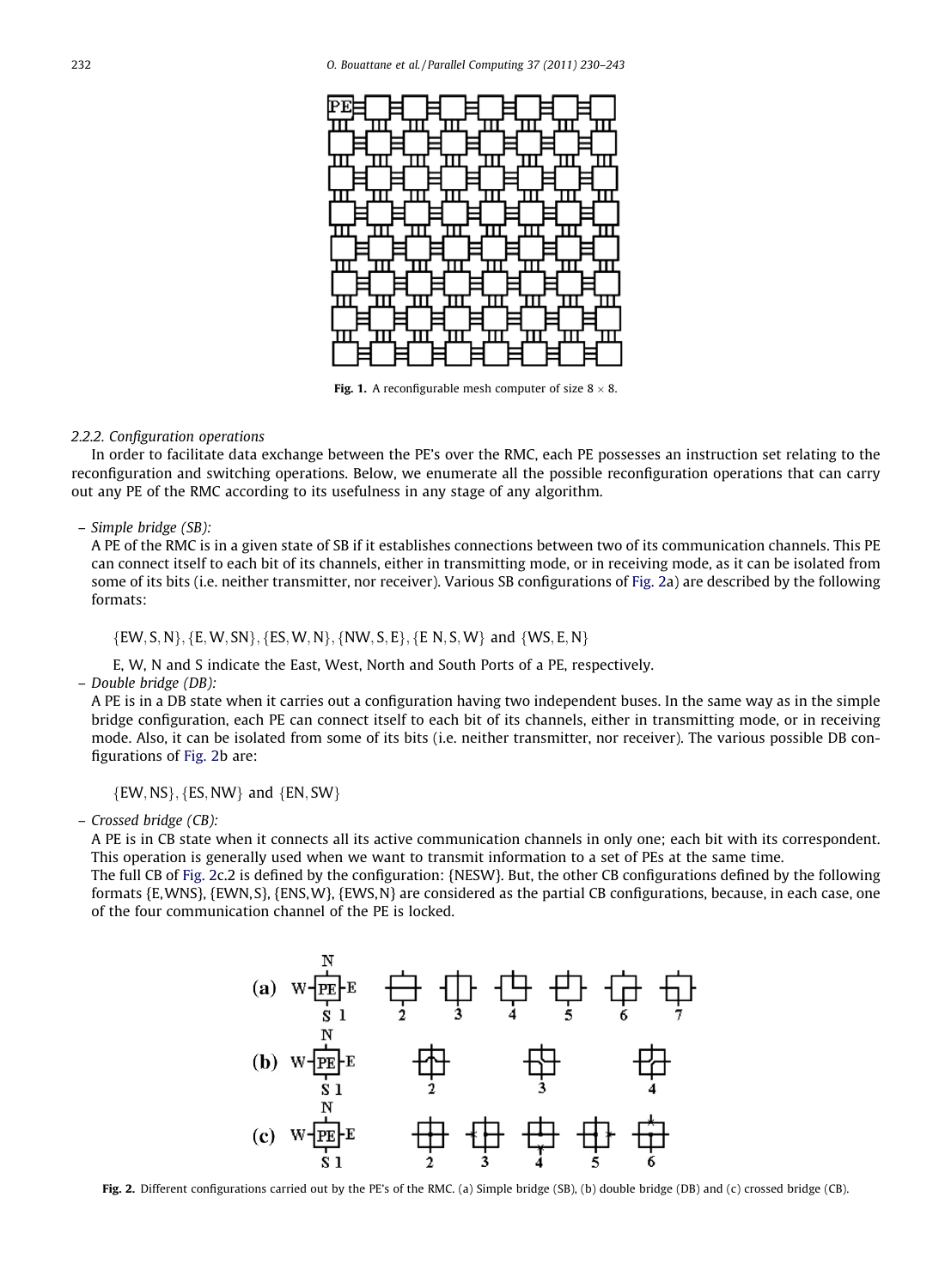Fig. 1. A reconfigurable mesh computer of size 8 × 8.

### 2.2.2. Configuration operations

In order to facilitate data exchange between the PE's over the RMC, each PE possesses an instruction set relating to the reconfiguration and switching operations. Below, we enumerate all the possible reconfiguration operations that can carry out any PE of the RMC according to its usefulness in any stage of any algorithm.

– *Simple bridge (SB):*

A PE of the RMC is in a given state of SB if it establishes connections between two of its communication channels. This PE can connect itself to each bit of its channels, either in transmitting mode, or in receiving mode, as it can be isolated from some of its bits (i.e. neither transmitter, nor receiver). Various SB configurations of Fig. 2a) are described by the following formats:

$\{EW, S, N\}, \{E, W, SN\}, \{ES, W, N\}, \{NW, S, E\}, \{E\ N, S, W\}$ and $\{WS, E, N\}$

E, W, N and S indicate the East, West, North and South Ports of a PE, respectively.

– *Double bridge (DB):*

A PE is in a DB state when it carries out a configuration having two independent buses. In the same way as in the simple bridge configuration, each PE can connect itself to each bit of its channels, either in transmitting mode, or in receiving mode. Also, it can be isolated from some of its bits (i.e. neither transmitter, nor receiver). The various possible DB configurations of Fig. 2b are:

$\{EW, NS\}, \{ES, NW\}$ and $\{EN, SW\}$

– *Crossed bridge (CB):*

A PE is in CB state when it connects all its active communication channels in only one; each bit with its correspondent. This operation is generally used when we want to transmit information to a set of PEs at the same time.

The full CB of Fig. 2c.2 is defined by the configuration: {NESW}. But, the other CB configurations defined by the following formats {E,WNS}, {EWN,S}, {ENS,W}, {EWS,N} are considered as the partial CB configurations, because, in each case, one of the four communication channel of the PE is locked.

Fig. 2. Different configurations carried out by the PE's of the RMC. (a) Simple bridge (SB), (b) double bridge (DB) and (c) crossed bridge (CB).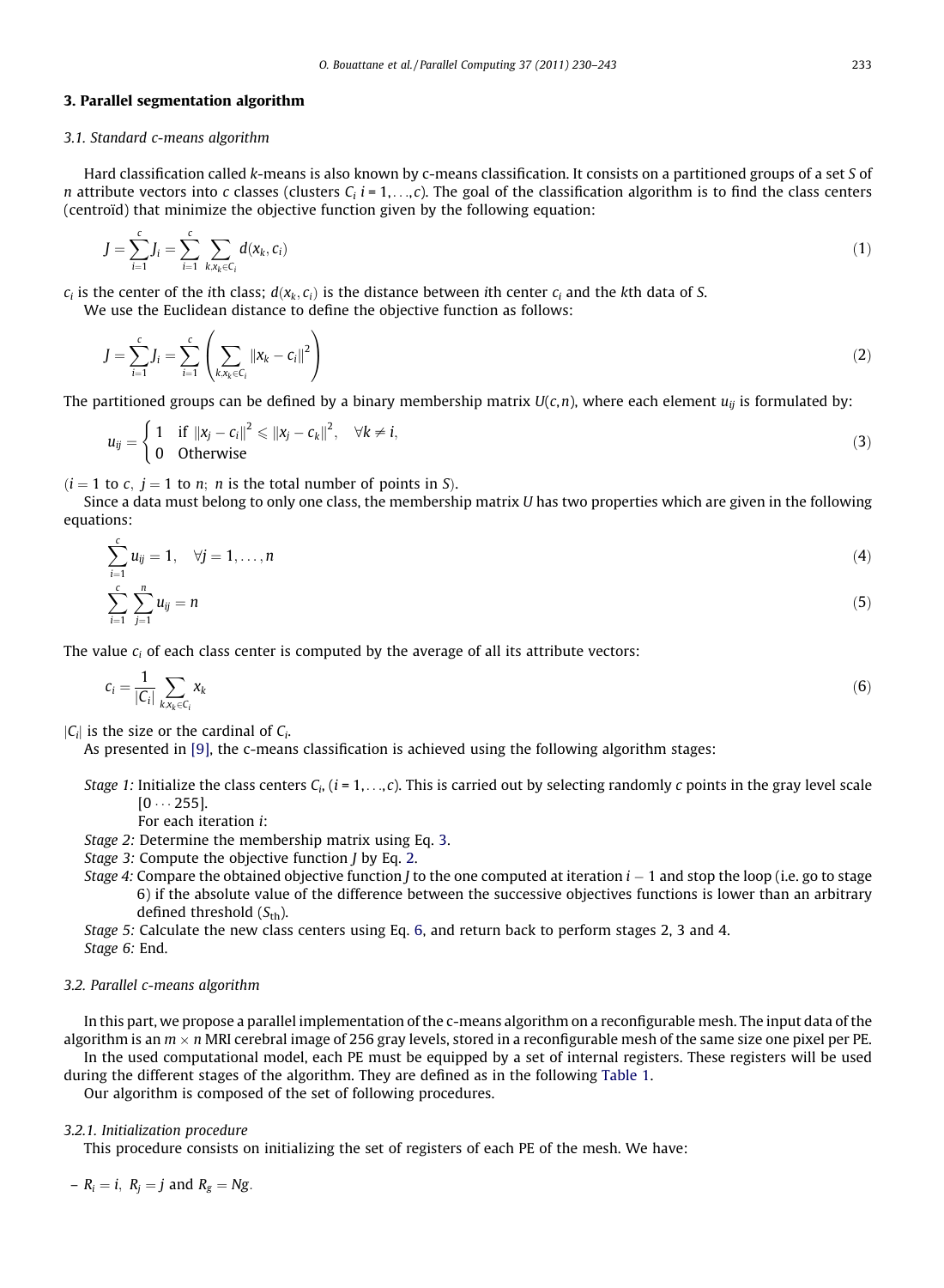## 3. Parallel segmentation algorithm

### 3.1. Standard c-means algorithm

Hard classification called *k*-means is also known by c-means classification. It consists on a partitioned groups of a set *S* of *n* attribute vectors into *c* classes (clusters $C_i$ $i = 1,\ldots,c$). The goal of the classification algorithm is to find the class centers (centroïd) that minimize the objective function given by the following equation:

$$J = \sum_{i=1}^{c} J_i = \sum_{i=1}^{c} \sum_{k,x_k \in C_i} d(x_k, c_i) \tag{1}$$

$c_i$ is the center of the *i*th class; $d(x_k, c_i)$ is the distance between *i*th center $c_i$ and the *k*th data of *S*.

We use the Euclidean distance to define the objective function as follows:

$$J = \sum_{i=1}^{c} J_i = \sum_{i=1}^{c} \left( \sum_{k,x_k \in C_i} \|x_k - c_i\|^2 \right) \tag{2}$$

The partitioned groups can be defined by a binary membership matrix $U(c,n)$, where each element $u_{ij}$ is formulated by:

$$u_{ij} = \begin{cases} 1 & \text{if } \|x_j - c_i\|^2 \leqslant \|x_j - c_k\|^2, \quad \forall k \neq i, \\ 0 & \text{Otherwise} \end{cases} \tag{3}$$

($i = 1$ to $c$, $j = 1$ to $n$; $n$ is the total number of points in *S*).

Since a data must belong to only one class, the membership matrix *U* has two properties which are given in the following equations:

$$\sum_{i=1}^{c} u_{ij} = 1, \quad \forall j = 1,\ldots,n \tag{4}$$

$$\sum_{i=1}^{c} \sum_{j=1}^{n} u_{ij} = n \tag{5}$$

The value $c_i$ of each class center is computed by the average of all its attribute vectors:

$$c_i = \frac{1}{|C_i|} \sum_{k,x_k \in C_i} x_k \tag{6}$$

$|C_i|$ is the size or the cardinal of $C_i$.

As presented in [9], the c-means classification is achieved using the following algorithm stages:

*Stage 1:* Initialize the class centers $C_i$, ($i = 1,\ldots,c$). This is carried out by selecting randomly *c* points in the gray level scale $[0 \cdots 255]$.
For each iteration *i*:
*Stage 2:* Determine the membership matrix using Eq. 3.
*Stage 3:* Compute the objective function *J* by Eq. 2.
*Stage 4:* Compare the obtained objective function *J* to the one computed at iteration $i - 1$ and stop the loop (i.e. go to stage 6) if the absolute value of the difference between the successive objectives functions is lower than an arbitrary defined threshold ($S_{\text{th}}$).
*Stage 5:* Calculate the new class centers using Eq. 6, and return back to perform stages 2, 3 and 4.
*Stage 6:* End.

### 3.2. Parallel c-means algorithm

In this part, we propose a parallel implementation of the c-means algorithm on a reconfigurable mesh. The input data of the algorithm is an $m \times n$ MRI cerebral image of 256 gray levels, stored in a reconfigurable mesh of the same size one pixel per PE.

In the used computational model, each PE must be equipped by a set of internal registers. These registers will be used during the different stages of the algorithm. They are defined as in the following Table 1.

Our algorithm is composed of the set of following procedures.

#### 3.2.1. Initialization procedure

This procedure consists on initializing the set of registers of each PE of the mesh. We have:

– $R_i = i$, $R_j = j$ and $R_g = Ng$.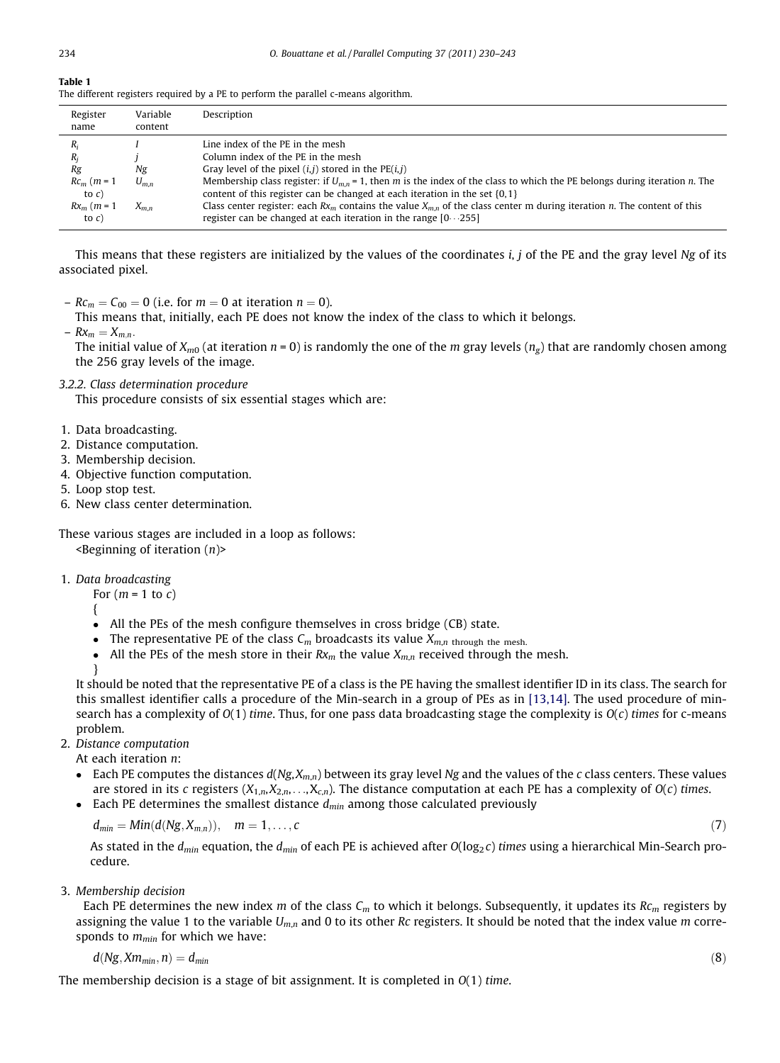**Table 1**
The different registers required by a PE to perform the parallel c-means algorithm.

| Register name | Variable content | Description |
|---|---|---|
| $R_i$ | $I$ | Line index of the PE in the mesh |
| $R_j$ | $j$ | Column index of the PE in the mesh |
| $Rg$ | $Ng$ | Gray level of the pixel $(i,j)$ stored in the PE$(i,j)$ |
| $Rc_m$ ($m$ = 1 to $c$) | $U_{m,n}$ | Membership class register: if $U_{m,n}$ = 1, then $m$ is the index of the class to which the PE belongs during iteration $n$. The content of this register can be changed at each iteration in the set {0,1} |
| $Rx_m$ ($m$ = 1 to $c$) | $X_{m,n}$ | Class center register: each $Rx_m$ contains the value $X_{m,n}$ of the class center m during iteration $n$. The content of this register can be changed at each iteration in the range [0···255] |

This means that these registers are initialized by the values of the coordinates $i$, $j$ of the PE and the gray level $Ng$ of its associated pixel.

- $Rc_m = C_{00} = 0$ (i.e. for $m = 0$ at iteration $n = 0$).
  This means that, initially, each PE does not know the index of the class to which it belongs.
- $Rx_m = X_{m,n}$.
  The initial value of $X_{m0}$ (at iteration $n$ = 0) is randomly the one of the $m$ gray levels ($n_g$) that are randomly chosen among the 256 gray levels of the image.

### 3.2.2. Class determination procedure

This procedure consists of six essential stages which are:

1. Data broadcasting.
2. Distance computation.
3. Membership decision.
4. Objective function computation.
5. Loop stop test.
6. New class center determination.

These various stages are included in a loop as follows:
<Beginning of iteration ($n$)>

1. *Data broadcasting*
   For ($m$ = 1 to $c$)
   {
   - All the PEs of the mesh configure themselves in cross bridge (CB) state.
   - The representative PE of the class $C_m$ broadcasts its value $X_{m,n}$ through the mesh.
   - All the PEs of the mesh store in their $Rx_m$ the value $X_{m,n}$ received through the mesh.

   }
   It should be noted that the representative PE of a class is the PE having the smallest identifier ID in its class. The search for this smallest identifier calls a procedure of the Min-search in a group of PEs as in [13,14]. The used procedure of min-search has a complexity of $O(1)$ *time*. Thus, for one pass data broadcasting stage the complexity is $O(c)$ *times* for c-means problem.
2. *Distance computation*
   At each iteration $n$:
   - Each PE computes the distances $d(Ng,X_{m,n})$ between its gray level $Ng$ and the values of the $c$ class centers. These values are stored in its $c$ registers ($X_{1,n},X_{2,n},\ldots,X_{c,n}$). The distance computation at each PE has a complexity of $O(c)$ *times*.
   - Each PE determines the smallest distance $d_{min}$ among those calculated previously

   $$d_{min} = Min(d(Ng, X_{m,n})), \quad m = 1, \ldots, c \tag{7}$$

   As stated in the $d_{min}$ equation, the $d_{min}$ of each PE is achieved after $O(\log_2 c)$ *times* using a hierarchical Min-Search procedure.
3. *Membership decision*
   Each PE determines the new index $m$ of the class $C_m$ to which it belongs. Subsequently, it updates its $Rc_m$ registers by assigning the value 1 to the variable $U_{m,n}$ and 0 to its other $Rc$ registers. It should be noted that the index value $m$ corresponds to $m_{min}$ for which we have:

   $$d(Ng, Xm_{min}, n) = d_{min} \tag{8}$$

The membership decision is a stage of bit assignment. It is completed in $O(1)$ *time*.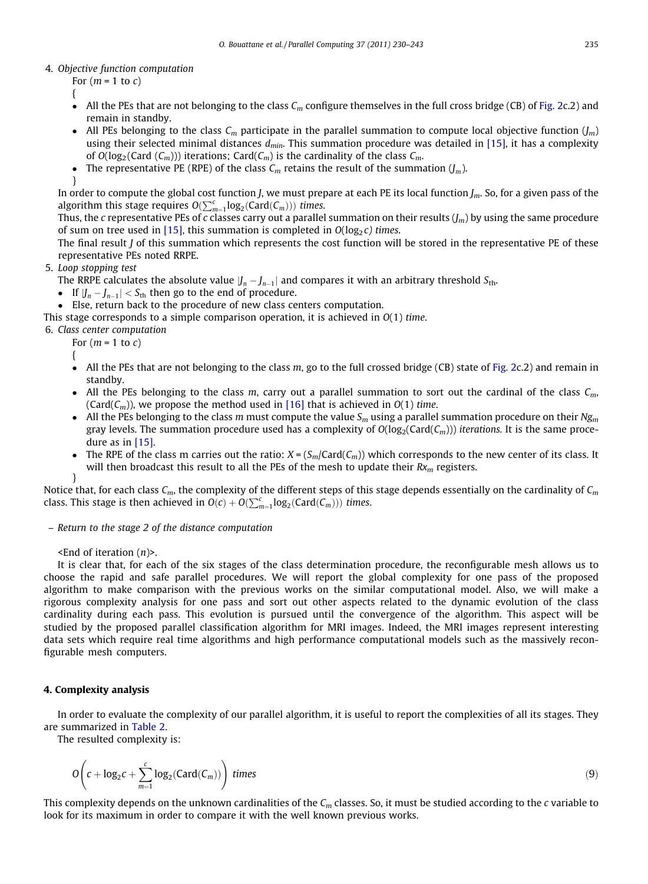4. *Objective function computation*

   For ($m$ = 1 to $c$)

   {

   - All the PEs that are not belonging to the class $C_m$ configure themselves in the full cross bridge (CB) of Fig. 2c.2) and remain in standby.
   - All PEs belonging to the class $C_m$ participate in the parallel summation to compute local objective function ($J_m$) using their selected minimal distances $d_{min}$. This summation procedure was detailed in [15], it has a complexity of $O(\log_2(\text{Card}\ (C_m)))$ iterations; Card($C_m$) is the cardinality of the class $C_m$.
   - The representative PE (RPE) of the class $C_m$ retains the result of the summation ($J_m$).

   }

   In order to compute the global cost function $J$, we must prepare at each PE its local function $J_m$. So, for a given pass of the algorithm this stage requires $O(\sum_{m=1}^{c}\log_2(\text{Card}(C_m)))$ *times*.

   Thus, the $c$ representative PEs of $c$ classes carry out a parallel summation on their results ($J_m$) by using the same procedure of sum on tree used in [15], this summation is completed in $O(\log_2 c)$ *times*.

   The final result $J$ of this summation which represents the cost function will be stored in the representative PE of these representative PEs noted RRPE.

5. *Loop stopping test*

   The RRPE calculates the absolute value $|J_n - J_{n-1}|$ and compares it with an arbitrary threshold $S_{\text{th}}$.

   - If $|J_n - J_{n-1}| < S_{\text{th}}$ then go to the end of procedure.
   - Else, return back to the procedure of new class centers computation.

This stage corresponds to a simple comparison operation, it is achieved in $O(1)$ *time*.

6. *Class center computation*

   For ($m$ = 1 to $c$)

   {

   - All the PEs that are not belonging to the class $m$, go to the full crossed bridge (CB) state of Fig. 2c.2) and remain in standby.
   - All the PEs belonging to the class $m$, carry out a parallel summation to sort out the cardinal of the class $C_m$, (Card($C_m$)), we propose the method used in [16] that is achieved in $O(1)$ *time*.
   - All the PEs belonging to the class $m$ must compute the value $S_m$ using a parallel summation procedure on their $Ng_m$ gray levels. The summation procedure used has a complexity of $O(\log_2(\text{Card}(C_m)))$ *iterations*. It is the same procedure as in [15].
   - The RPE of the class m carries out the ratio: $X = (S_m/\text{Card}(C_m))$ which corresponds to the new center of its class. It will then broadcast this result to all the PEs of the mesh to update their $Rx_m$ registers.

   }

Notice that, for each class $C_m$, the complexity of the different steps of this stage depends essentially on the cardinality of $C_m$ class. This stage is then achieved in $O(c) + O(\sum_{m=1}^{c}\log_2(\text{Card}(C_m)))$ *times*.

– *Return to the stage 2 of the distance computation*

<End of iteration ($n$)>.

It is clear that, for each of the six stages of the class determination procedure, the reconfigurable mesh allows us to choose the rapid and safe parallel procedures. We will report the global complexity for one pass of the proposed algorithm to make comparison with the previous works on the similar computational model. Also, we will make a rigorous complexity analysis for one pass and sort out other aspects related to the dynamic evolution of the class cardinality during each pass. This evolution is pursued until the convergence of the algorithm. This aspect will be studied by the proposed parallel classification algorithm for MRI images. Indeed, the MRI images represent interesting data sets which require real time algorithms and high performance computational models such as the massively reconfigurable mesh computers.

## 4. Complexity analysis

In order to evaluate the complexity of our parallel algorithm, it is useful to report the complexities of all its stages. They are summarized in Table 2.

The resulted complexity is:

$$O\left(c + \log_2 c + \sum_{m=1}^{c}\log_2(\text{Card}(C_m))\right)\ \textit{times} \tag{9}$$

This complexity depends on the unknown cardinalities of the $C_m$ classes. So, it must be studied according to the $c$ variable to look for its maximum in order to compare it with the well known previous works.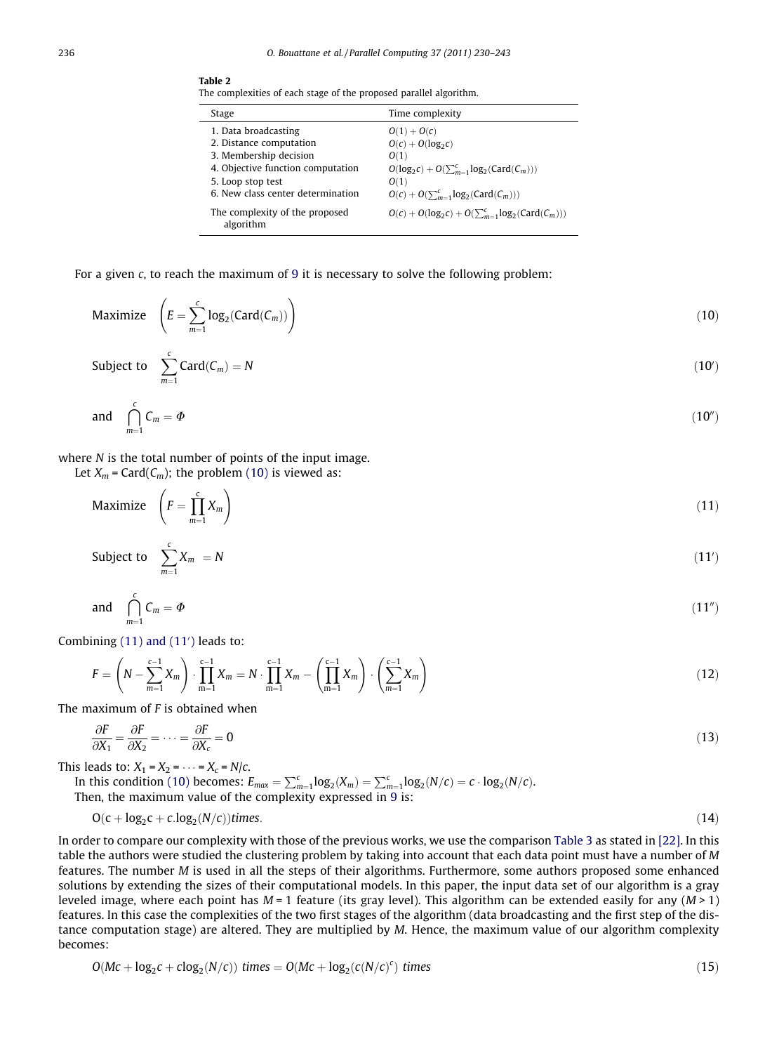**Table 2**
The complexities of each stage of the proposed parallel algorithm.

| Stage | Time complexity |
| --- | --- |
| 1. Data broadcasting | $O(1) + O(c)$ |
| 2. Distance computation | $O(c) + O(\log_2 c)$ |
| 3. Membership decision | $O(1)$ |
| 4. Objective function computation | $O(\log_2 c) + O(\sum_{m=1}^{c} \log_2(\text{Card}(C_m)))$ |
| 5. Loop stop test | $O(1)$ |
| 6. New class center determination | $O(c) + O(\sum_{m=1}^{c} \log_2(\text{Card}(C_m)))$ |
| The complexity of the proposed algorithm | $O(c) + O(\log_2 c) + O(\sum_{m=1}^{c} \log_2(\text{Card}(C_m)))$ |

For a given $c$, to reach the maximum of 9 it is necessary to solve the following problem:

$$\text{Maximize} \quad \left( E = \sum_{m=1}^{c} \log_2(\text{Card}(C_m)) \right) \tag{10}$$

$$\text{Subject to} \quad \sum_{m=1}^{c} \text{Card}(C_m) = N \tag{10'}$$

$$\text{and} \quad \bigcap_{m=1}^{c} C_m = \Phi \tag{10''}$$

where $N$ is the total number of points of the input image.

Let $X_m = \text{Card}(C_m)$; the problem (10) is viewed as:

$$\text{Maximize} \quad \left( F = \prod_{m=1}^{c} X_m \right) \tag{11}$$

$$\text{Subject to} \quad \sum_{m=1}^{c} X_m = N \tag{11'}$$

$$\text{and} \quad \bigcap_{m=1}^{c} C_m = \Phi \tag{11''}$$

Combining (11) and (11′) leads to:

$$F = \left( N - \sum_{m=1}^{c-1} X_m \right) \cdot \prod_{m=1}^{c-1} X_m = N \cdot \prod_{m=1}^{c-1} X_m - \left( \prod_{m=1}^{c-1} X_m \right) \cdot \left( \sum_{m=1}^{c-1} X_m \right) \tag{12}$$

The maximum of $F$ is obtained when

$$\frac{\partial F}{\partial X_1} = \frac{\partial F}{\partial X_2} = \cdots = \frac{\partial F}{\partial X_c} = 0 \tag{13}$$

This leads to: $X_1 = X_2 = \cdots = X_c = N/c$.

In this condition (10) becomes: $E_{max} = \sum_{m=1}^{c} \log_2(X_m) = \sum_{m=1}^{c} \log_2(N/c) = c \cdot \log_2(N/c)$.

Then, the maximum value of the complexity expressed in 9 is:

$$\text{O}(c + \log_2 c + c.\log_2(N/c)) \textit{times}. \tag{14}$$

In order to compare our complexity with those of the previous works, we use the comparison Table 3 as stated in [22]. In this table the authors were studied the clustering problem by taking into account that each data point must have a number of $M$ features. The number $M$ is used in all the steps of their algorithms. Furthermore, some authors proposed some enhanced solutions by extending the sizes of their computational models. In this paper, the input data set of our algorithm is a gray leveled image, where each point has $M = 1$ feature (its gray level). This algorithm can be extended easily for any ($M > 1$) features. In this case the complexities of the two first stages of the algorithm (data broadcasting and the first step of the distance computation stage) are altered. They are multiplied by $M$. Hence, the maximum value of our algorithm complexity becomes:

$$O(Mc + \log_2 c + c\log_2(N/c)) \textit{ times} = O(Mc + \log_2(c(N/c)^c) \textit{ times} \tag{15}$$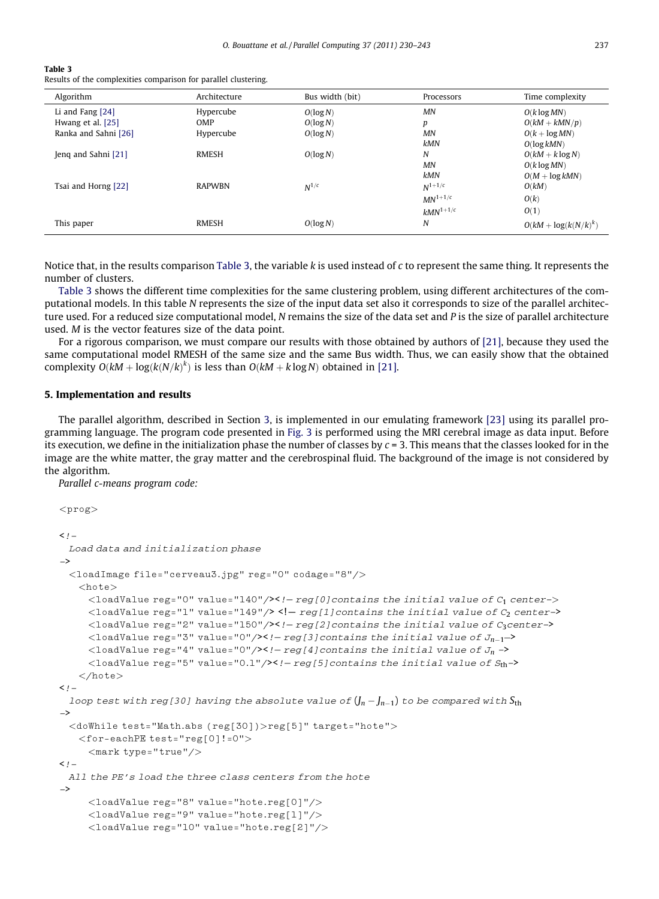**Table 3**
Results of the complexities comparison for parallel clustering.

| Algorithm | Architecture | Bus width (bit) | Processors | Time complexity |
|---|---|---|---|---|
| Li and Fang [24] | Hypercube | $O(\log N)$ | $MN$ | $O(k\log MN)$ |
| Hwang et al. [25] | OMP | $O(\log N)$ | $p$ | $O(kM + kMN/p)$ |
| Ranka and Sahni [26] | Hypercube | $O(\log N)$ | $MN$ | $O(k + \log MN)$ |
| | | | $kMN$ | $O(\log kMN)$ |
| Jenq and Sahni [21] | RMESH | $O(\log N)$ | $N$ | $O(kM + k\log N)$ |
| | | | $MN$ | $O(k\log MN)$ |
| | | | $kMN$ | $O(M + \log kMN)$ |
| Tsai and Horng [22] | RAPWBN | $N^{1/c}$ | $N^{1+1/c}$ | $O(kM)$ |
| | | | $MN^{1+1/c}$ | $O(k)$ |
| | | | $kMN^{1+1/c}$ | $O(1)$ |
| This paper | RMESH | $O(\log N)$ | $N$ | $O(kM + \log(k(N/k)^k)$ |

Notice that, in the results comparison Table 3, the variable $k$ is used instead of $c$ to represent the same thing. It represents the number of clusters.

Table 3 shows the different time complexities for the same clustering problem, using different architectures of the computational models. In this table $N$ represents the size of the input data set also it corresponds to size of the parallel architecture used. For a reduced size computational model, $N$ remains the size of the data set and $P$ is the size of parallel architecture used. $M$ is the vector features size of the data point.

For a rigorous comparison, we must compare our results with those obtained by authors of [21], because they used the same computational model RMESH of the same size and the same Bus width. Thus, we can easily show that the obtained complexity $O(kM + \log(k(N/k)^k)$ is less than $O(kM + k\log N)$ obtained in [21].

## 5. Implementation and results

The parallel algorithm, described in Section 3, is implemented in our emulating framework [23] using its parallel programming language. The program code presented in Fig. 3 is performed using the MRI cerebral image as data input. Before its execution, we define in the initialization phase the number of classes by $c = 3$. This means that the classes looked for in the image are the white matter, the gray matter and the cerebrospinal fluid. The background of the image is not considered by the algorithm.

*Parallel c-means program code:*

```
<prog>

<!–
  Load data and initialization phase
–>
  <loadImage file="cerveau3.jpg" reg="0" codage="8"/>
    <hote>
      <loadValue reg="0" value="140"/><!– reg[0]contains the initial value of C1 center–>
      <loadValue reg="1" value="149"/> <!— reg[1]contains the initial value of C2 center–>
      <loadValue reg="2" value="150"/><!– reg[2]contains the initial value of C3center–>
      <loadValue reg="3" value="0"/><!– reg[3]contains the initial value of Jn-1–>
      <loadValue reg="4" value="0"/><!– reg[4]contains the initial value of Jn –>
      <loadValue reg="5" value="0.1"/><!– reg[5]contains the initial value of Sth–>
    </hote>
<!–
  loop test with reg[30] having the absolute value of (Jn – Jn-1) to be compared with Sth
–>
  <doWhile test="Math.abs (reg[30])>reg[5]" target="hote">
    <for-eachPE test="reg[0]!=0">
      <mark type="true"/>
<!–
  All the PE's load the three class centers from the hote
–>
      <loadValue reg="8" value="hote.reg[0]"/>
      <loadValue reg="9" value="hote.reg[1]"/>
      <loadValue reg="10" value="hote.reg[2]"/>
```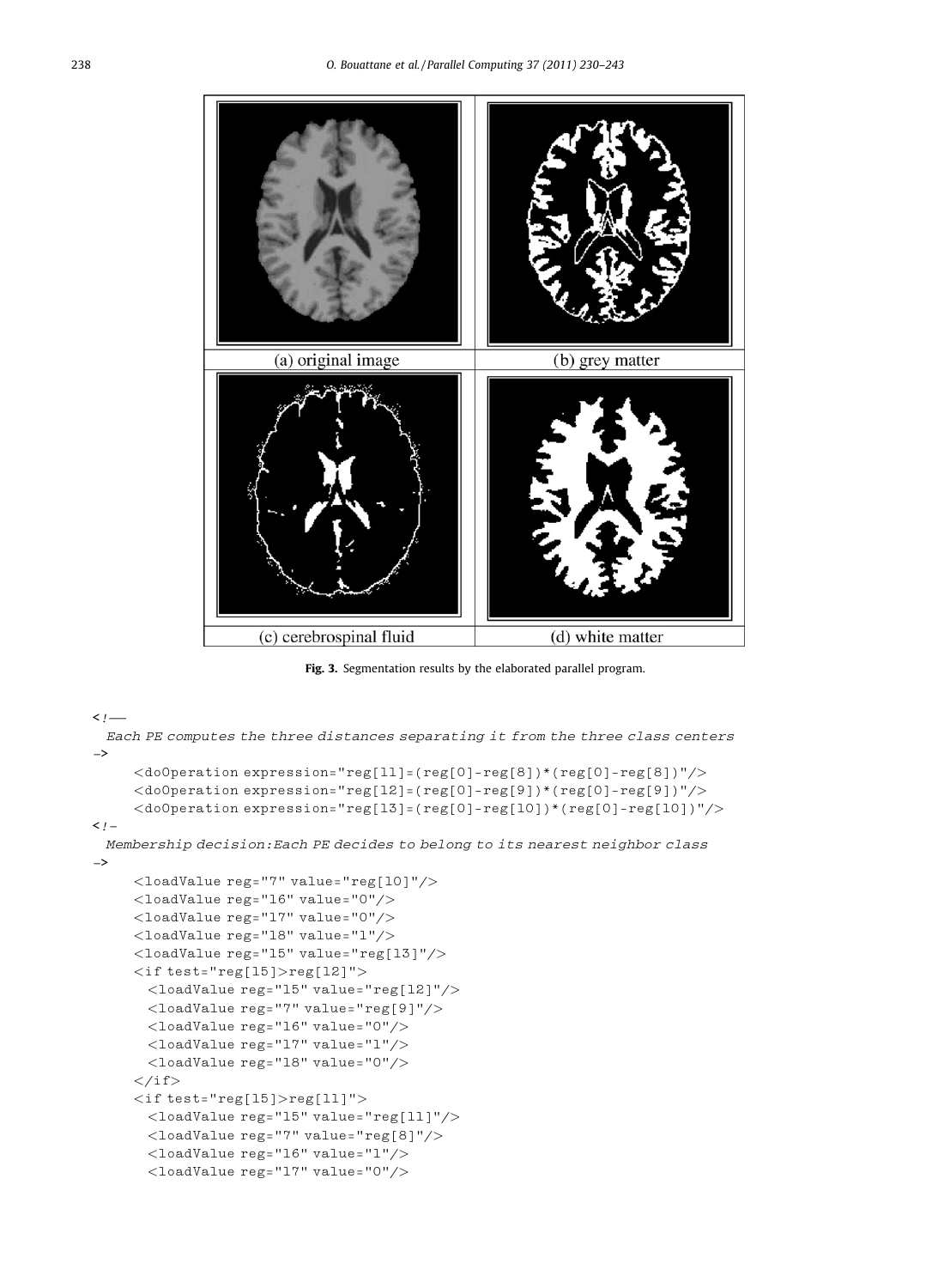| (a) original image | (b) grey matter |
| --- | --- |
| (c) cerebrospinal fluid | (d) white matter |

**Fig. 3.** Segmentation results by the elaborated parallel program.

```
<!—
  Each PE computes the three distances separating it from the three class centers
–>
     <doOperation expression="reg[11]=(reg[0]-reg[8])*(reg[0]-reg[8])"/>
     <doOperation expression="reg[12]=(reg[0]-reg[9])*(reg[0]-reg[9])"/>
     <doOperation expression="reg[13]=(reg[0]-reg[10])*(reg[0]-reg[10])"/>
<!–
  Membership decision:Each PE decides to belong to its nearest neighbor class
–>
     <loadValue reg="7" value="reg[10]"/>
     <loadValue reg="16" value="0"/>
     <loadValue reg="17" value="0"/>
     <loadValue reg="18" value="1"/>
     <loadValue reg="15" value="reg[13]"/>
     <if test="reg[15]>reg[12]">
       <loadValue reg="15" value="reg[12]"/>
       <loadValue reg="7" value="reg[9]"/>
       <loadValue reg="16" value="0"/>
       <loadValue reg="17" value="1"/>
       <loadValue reg="18" value="0"/>
     </if>
     <if test="reg[15]>reg[11]">
       <loadValue reg="15" value="reg[11]"/>
       <loadValue reg="7" value="reg[8]"/>
       <loadValue reg="16" value="1"/>
       <loadValue reg="17" value="0"/>
```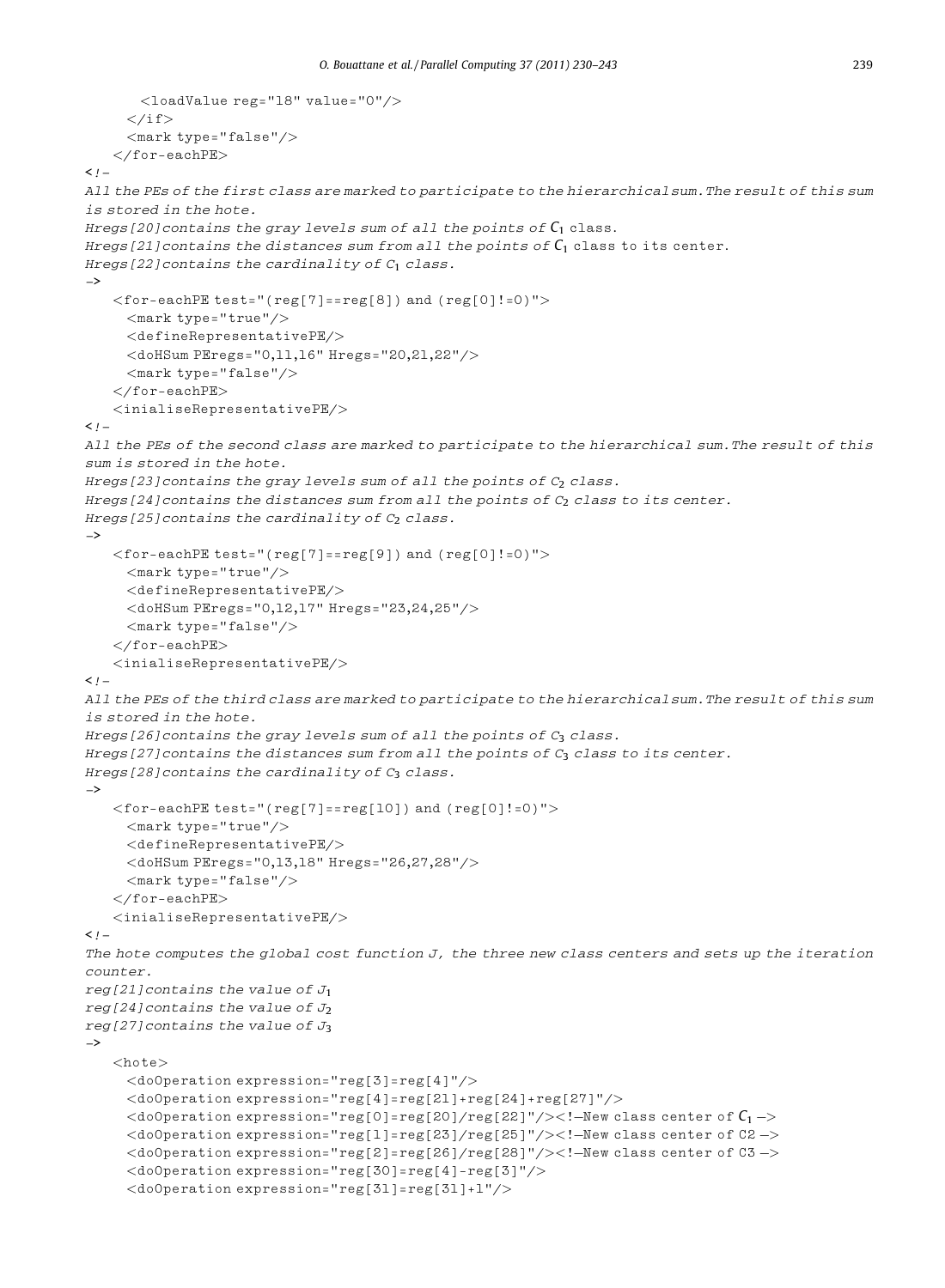```
      <loadValue reg="18" value="0"/>
    </if>
    <mark type="false"/>
  </for-eachPE>
<!–
All the PEs of the first class are marked to participate to the hierarchical sum. The result of this sum
is stored in the hote.
Hregs[20] contains the gray levels sum of all the points of C1 class.
Hregs[21] contains the distances sum from all the points of C1 class to its center.
Hregs[22] contains the cardinality of C1 class.
–>
  <for-eachPE test="(reg[7]==reg[8]) and (reg[0]!=0)">
    <mark type="true"/>
    <defineRepresentativePE/>
    <doHSum PEregs="0,11,16" Hregs="20,21,22"/>
    <mark type="false"/>
  </for-eachPE>
  <inialiseRepresentativePE/>
<!–
All the PEs of the second class are marked to participate to the hierarchical sum. The result of this
sum is stored in the hote.
Hregs[23] contains the gray levels sum of all the points of C2 class.
Hregs[24] contains the distances sum from all the points of C2 class to its center.
Hregs[25] contains the cardinality of C2 class.
–>
  <for-eachPE test="(reg[7]==reg[9]) and (reg[0]!=0)">
    <mark type="true"/>
    <defineRepresentativePE/>
    <doHSum PEregs="0,12,17" Hregs="23,24,25"/>
    <mark type="false"/>
  </for-eachPE>
  <inialiseRepresentativePE/>
<!–
All the PEs of the third class are marked to participate to the hierarchical sum. The result of this sum
is stored in the hote.
Hregs[26] contains the gray levels sum of all the points of C3 class.
Hregs[27] contains the distances sum from all the points of C3 class to its center.
Hregs[28] contains the cardinality of C3 class.
–>
  <for-eachPE test="(reg[7]==reg[10]) and (reg[0]!=0)">
    <mark type="true"/>
    <defineRepresentativePE/>
    <doHSum PEregs="0,13,18" Hregs="26,27,28"/>
    <mark type="false"/>
  </for-eachPE>
  <inialiseRepresentativePE/>
<!–
The hote computes the global cost function J, the three new class centers and sets up the iteration
counter.
reg[21] contains the value of J1
reg[24] contains the value of J2
reg[27] contains the value of J3
–>
  <hote>
    <doOperation expression="reg[3]=reg[4]"/>
    <doOperation expression="reg[4]=reg[21]+reg[24]+reg[27]"/>
    <doOperation expression="reg[0]=reg[20]/reg[22]"/><!–New class center of C1 –>
    <doOperation expression="reg[1]=reg[23]/reg[25]"/><!–New class center of C2 –>
    <doOperation expression="reg[2]=reg[26]/reg[28]"/><!–New class center of C3 –>
    <doOperation expression="reg[30]=reg[4]-reg[3]"/>
    <doOperation expression="reg[31]=reg[31]+1"/>
```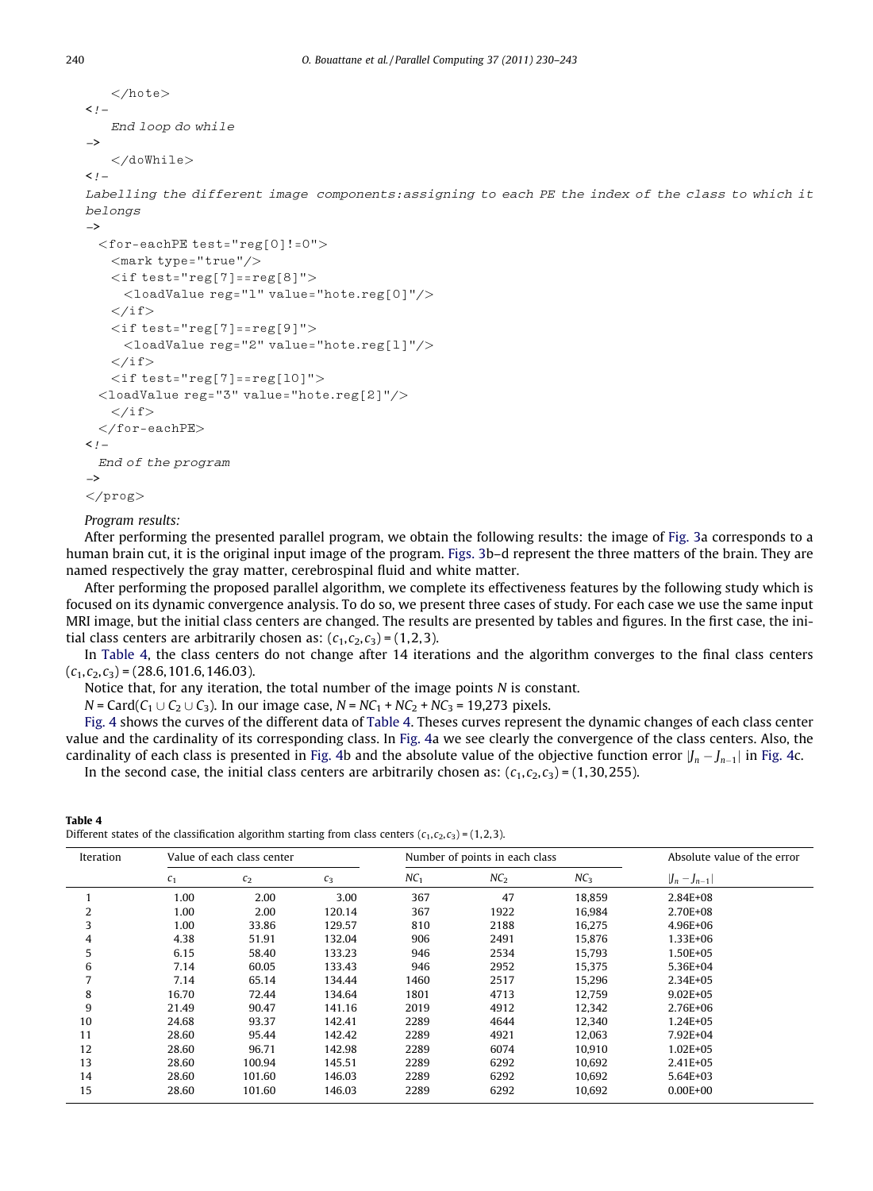```
    </hote>
<!-
    End loop do while
->
    </doWhile>
<!-
Labelling the different image components:assigning to each PE the index of the class to which it
belongs
->
  <for-eachPE test="reg[0]!=0">
    <mark type="true"/>
    <if test="reg[7]==reg[8]">
      <loadValue reg="1" value="hote.reg[0]"/>
    </if>
    <if test="reg[7]==reg[9]">
      <loadValue reg="2" value="hote.reg[1]"/>
    </if>
    <if test="reg[7]==reg[10]">
  <loadValue reg="3" value="hote.reg[2]"/>
    </if>
  </for-eachPE>
<!-
  End of the program
->
</prog>
```

*Program results:*

After performing the presented parallel program, we obtain the following results: the image of Fig. 3a corresponds to a human brain cut, it is the original input image of the program. Figs. 3b–d represent the three matters of the brain. They are named respectively the gray matter, cerebrospinal fluid and white matter.

After performing the proposed parallel algorithm, we complete its effectiveness features by the following study which is focused on its dynamic convergence analysis. To do so, we present three cases of study. For each case we use the same input MRI image, but the initial class centers are changed. The results are presented by tables and figures. In the first case, the initial class centers are arbitrarily chosen as: $(c_1, c_2, c_3) = (1, 2, 3)$.

In Table 4, the class centers do not change after 14 iterations and the algorithm converges to the final class centers $(c_1, c_2, c_3) = (28.6, 101.6, 146.03)$.

Notice that, for any iteration, the total number of the image points $N$ is constant.

$N = \mathrm{Card}(C_1 \cup C_2 \cup C_3)$. In our image case, $N = NC_1 + NC_2 + NC_3 = 19{,}273$ pixels.

Fig. 4 shows the curves of the different data of Table 4. Theses curves represent the dynamic changes of each class center value and the cardinality of its corresponding class. In Fig. 4a we see clearly the convergence of the class centers. Also, the cardinality of each class is presented in Fig. 4b and the absolute value of the objective function error $|J_n - J_{n-1}|$ in Fig. 4c.

In the second case, the initial class centers are arbitrarily chosen as: $(c_1, c_2, c_3) = (1, 30, 255)$.

**Table 4**
Different states of the classification algorithm starting from class centers $(c_1, c_2, c_3) = (1, 2, 3)$.

| Iteration | Value of each class center | | | Number of points in each class | | | Absolute value of the error |
|---|---|---|---|---|---|---|---|
| | $c_1$ | $c_2$ | $c_3$ | $NC_1$ | $NC_2$ | $NC_3$ | $\lvert J_n - J_{n-1}\rvert$ |
| 1 | 1.00 | 2.00 | 3.00 | 367 | 47 | 18,859 | 2.84E+08 |
| 2 | 1.00 | 2.00 | 120.14 | 367 | 1922 | 16,984 | 2.70E+08 |
| 3 | 1.00 | 33.86 | 129.57 | 810 | 2188 | 16,275 | 4.96E+06 |
| 4 | 4.38 | 51.91 | 132.04 | 906 | 2491 | 15,876 | 1.33E+06 |
| 5 | 6.15 | 58.40 | 133.23 | 946 | 2534 | 15,793 | 1.50E+05 |
| 6 | 7.14 | 60.05 | 133.43 | 946 | 2952 | 15,375 | 5.36E+04 |
| 7 | 7.14 | 65.14 | 134.44 | 1460 | 2517 | 15,296 | 2.34E+05 |
| 8 | 16.70 | 72.44 | 134.64 | 1801 | 4713 | 12,759 | 9.02E+05 |
| 9 | 21.49 | 90.47 | 141.16 | 2019 | 4912 | 12,342 | 2.76E+06 |
| 10 | 24.68 | 93.37 | 142.41 | 2289 | 4644 | 12,340 | 1.24E+05 |
| 11 | 28.60 | 95.44 | 142.42 | 2289 | 4921 | 12,063 | 7.92E+04 |
| 12 | 28.60 | 96.71 | 142.98 | 2289 | 6074 | 10,910 | 1.02E+05 |
| 13 | 28.60 | 100.94 | 145.51 | 2289 | 6292 | 10,692 | 2.41E+05 |
| 14 | 28.60 | 101.60 | 146.03 | 2289 | 6292 | 10,692 | 5.64E+03 |
| 15 | 28.60 | 101.60 | 146.03 | 2289 | 6292 | 10,692 | 0.00E+00 |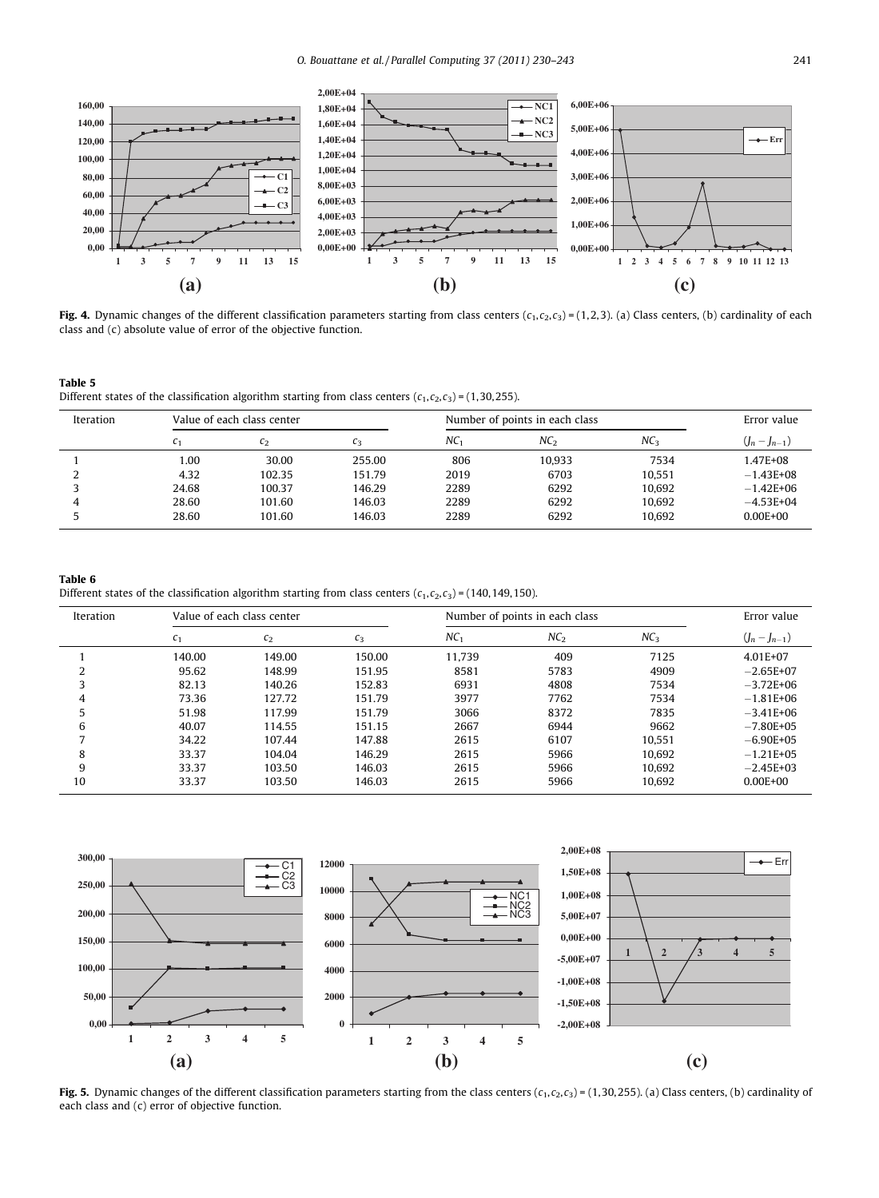**Fig. 4.** Dynamic changes of the different classification parameters starting from class centers $(c_1, c_2, c_3) = (1, 2, 3)$. (a) Class centers, (b) cardinality of each class and (c) absolute value of error of the objective function.

**Table 5**
Different states of the classification algorithm starting from class centers $(c_1, c_2, c_3) = (1, 30, 255)$.

| Iteration | Value of each class center | | | Number of points in each class | | | Error value |
|---|---|---|---|---|---|---|---|
| | $c_1$ | $c_2$ | $c_3$ | $NC_1$ | $NC_2$ | $NC_3$ | $(J_n - J_{n-1})$ |
| 1 | 1.00 | 30.00 | 255.00 | 806 | 10,933 | 7534 | 1.47E+08 |
| 2 | 4.32 | 102.35 | 151.79 | 2019 | 6703 | 10,551 | −1.43E+08 |
| 3 | 24.68 | 100.37 | 146.29 | 2289 | 6292 | 10,692 | −1.42E+06 |
| 4 | 28.60 | 101.60 | 146.03 | 2289 | 6292 | 10,692 | −4.53E+04 |
| 5 | 28.60 | 101.60 | 146.03 | 2289 | 6292 | 10,692 | 0.00E+00 |

**Table 6**
Different states of the classification algorithm starting from class centers $(c_1, c_2, c_3) = (140, 149, 150)$.

| Iteration | Value of each class center | | | Number of points in each class | | | Error value |
|---|---|---|---|---|---|---|---|
| | $c_1$ | $c_2$ | $c_3$ | $NC_1$ | $NC_2$ | $NC_3$ | $(J_n - J_{n-1})$ |
| 1 | 140.00 | 149.00 | 150.00 | 11,739 | 409 | 7125 | 4.01E+07 |
| 2 | 95.62 | 148.99 | 151.95 | 8581 | 5783 | 4909 | −2.65E+07 |
| 3 | 82.13 | 140.26 | 152.83 | 6931 | 4808 | 7534 | −3.72E+06 |
| 4 | 73.36 | 127.72 | 151.79 | 3977 | 7762 | 7534 | −1.81E+06 |
| 5 | 51.98 | 117.99 | 151.79 | 3066 | 8372 | 7835 | −3.41E+06 |
| 6 | 40.07 | 114.55 | 151.15 | 2667 | 6944 | 9662 | −7.80E+05 |
| 7 | 34.22 | 107.44 | 147.88 | 2615 | 6107 | 10,551 | −6.90E+05 |
| 8 | 33.37 | 104.04 | 146.29 | 2615 | 5966 | 10,692 | −1.21E+05 |
| 9 | 33.37 | 103.50 | 146.03 | 2615 | 5966 | 10,692 | −2.45E+03 |
| 10 | 33.37 | 103.50 | 146.03 | 2615 | 5966 | 10,692 | 0.00E+00 |

**Fig. 5.** Dynamic changes of the different classification parameters starting from the class centers $(c_1, c_2, c_3) = (1, 30, 255)$. (a) Class centers, (b) cardinality of each class and (c) error of objective function.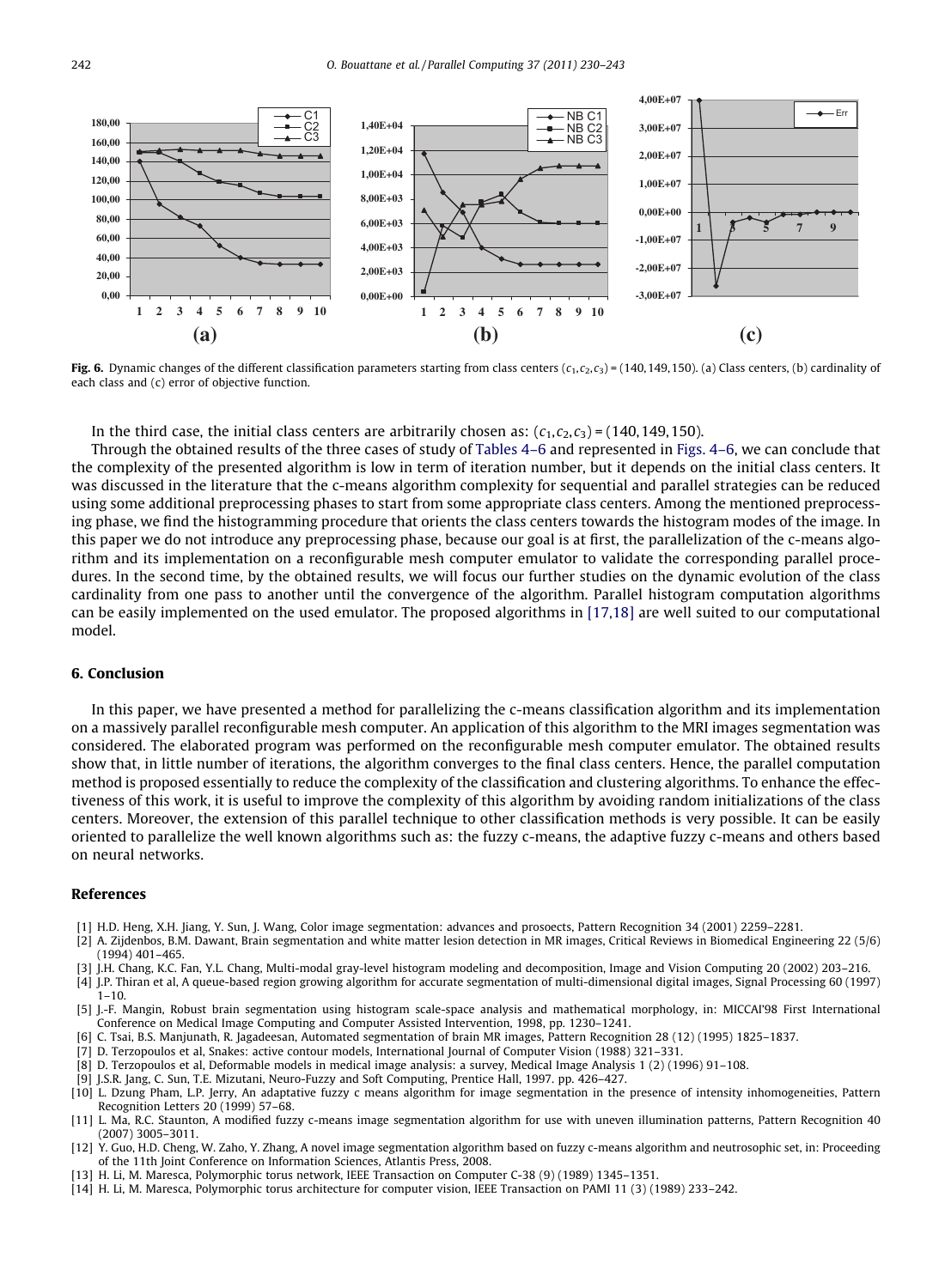Fig. 6. Dynamic changes of the different classification parameters starting from class centers $(c_1, c_2, c_3) = (140, 149, 150)$. (a) Class centers, (b) cardinality of each class and (c) error of objective function.

In the third case, the initial class centers are arbitrarily chosen as: $(c_1, c_2, c_3) = (140, 149, 150)$.

Through the obtained results of the three cases of study of Tables 4–6 and represented in Figs. 4–6, we can conclude that the complexity of the presented algorithm is low in term of iteration number, but it depends on the initial class centers. It was discussed in the literature that the c-means algorithm complexity for sequential and parallel strategies can be reduced using some additional preprocessing phases to start from some appropriate class centers. Among the mentioned preprocessing phase, we find the histogramming procedure that orients the class centers towards the histogram modes of the image. In this paper we do not introduce any preprocessing phase, because our goal is at first, the parallelization of the c-means algorithm and its implementation on a reconfigurable mesh computer emulator to validate the corresponding parallel procedures. In the second time, by the obtained results, we will focus our further studies on the dynamic evolution of the class cardinality from one pass to another until the convergence of the algorithm. Parallel histogram computation algorithms can be easily implemented on the used emulator. The proposed algorithms in [17,18] are well suited to our computational model.

## 6. Conclusion

In this paper, we have presented a method for parallelizing the c-means classification algorithm and its implementation on a massively parallel reconfigurable mesh computer. An application of this algorithm to the MRI images segmentation was considered. The elaborated program was performed on the reconfigurable mesh computer emulator. The obtained results show that, in little number of iterations, the algorithm converges to the final class centers. Hence, the parallel computation method is proposed essentially to reduce the complexity of the classification and clustering algorithms. To enhance the effectiveness of this work, it is useful to improve the complexity of this algorithm by avoiding random initializations of the class centers. Moreover, the extension of this parallel technique to other classification methods is very possible. It can be easily oriented to parallelize the well known algorithms such as: the fuzzy c-means, the adaptive fuzzy c-means and others based on neural networks.

## References

[1] H.D. Heng, X.H. Jiang, Y. Sun, J. Wang, Color image segmentation: advances and prosoects, Pattern Recognition 34 (2001) 2259–2281.

[2] A. Zijdenbos, B.M. Dawant, Brain segmentation and white matter lesion detection in MR images, Critical Reviews in Biomedical Engineering 22 (5/6) (1994) 401–465.

[3] J.H. Chang, K.C. Fan, Y.L. Chang, Multi-modal gray-level histogram modeling and decomposition, Image and Vision Computing 20 (2002) 203–216.

[4] J.P. Thiran et al, A queue-based region growing algorithm for accurate segmentation of multi-dimensional digital images, Signal Processing 60 (1997) 1–10.

[5] J.-F. Mangin, Robust brain segmentation using histogram scale-space analysis and mathematical morphology, in: MICCAI'98 First International Conference on Medical Image Computing and Computer Assisted Intervention, 1998, pp. 1230–1241.

[6] C. Tsai, B.S. Manjunath, R. Jagadeesan, Automated segmentation of brain MR images, Pattern Recognition 28 (12) (1995) 1825–1837.

[7] D. Terzopoulos et al, Snakes: active contour models, International Journal of Computer Vision (1988) 321–331.

[8] D. Terzopoulos et al, Deformable models in medical image analysis: a survey, Medical Image Analysis 1 (2) (1996) 91–108.

[9] J.S.R. Jang, C. Sun, T.E. Mizutani, Neuro-Fuzzy and Soft Computing, Prentice Hall, 1997. pp. 426–427.

[10] L. Dzung Pham, L.P. Jerry, An adaptative fuzzy c means algorithm for image segmentation in the presence of intensity inhomogeneities, Pattern Recognition Letters 20 (1999) 57–68.

[11] L. Ma, R.C. Staunton, A modified fuzzy c-means image segmentation algorithm for use with uneven illumination patterns, Pattern Recognition 40 (2007) 3005–3011.

[12] Y. Guo, H.D. Cheng, W. Zaho, Y. Zhang, A novel image segmentation algorithm based on fuzzy c-means algorithm and neutrosophic set, in: Proceeding of the 11th Joint Conference on Information Sciences, Atlantis Press, 2008.

[13] H. Li, M. Maresca, Polymorphic torus network, IEEE Transaction on Computer C-38 (9) (1989) 1345–1351.

[14] H. Li, M. Maresca, Polymorphic torus architecture for computer vision, IEEE Transaction on PAMI 11 (3) (1989) 233–242.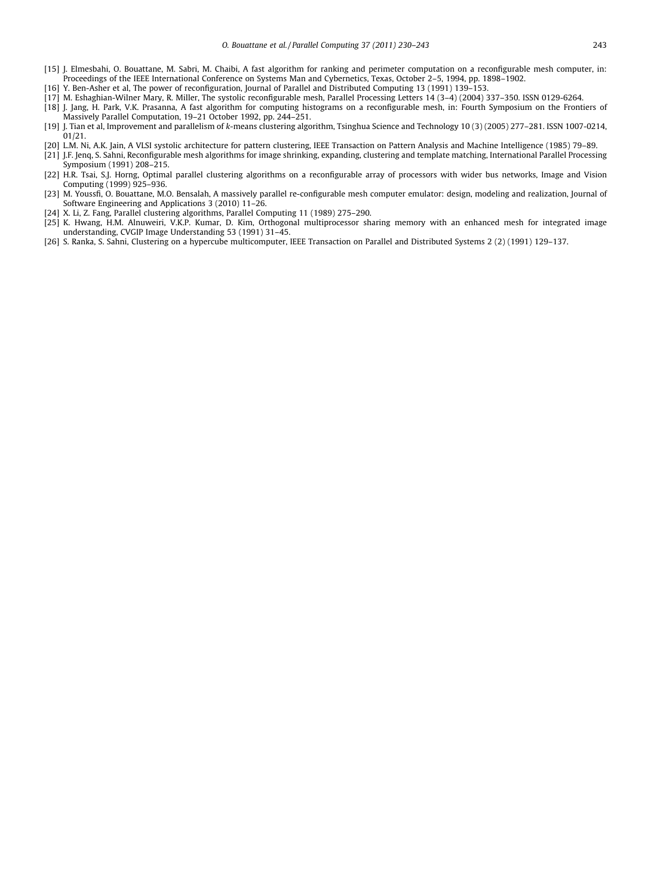[15] J. Elmesbahi, O. Bouattane, M. Sabri, M. Chaibi, A fast algorithm for ranking and perimeter computation on a reconfigurable mesh computer, in: Proceedings of the IEEE International Conference on Systems Man and Cybernetics, Texas, October 2–5, 1994, pp. 1898–1902.

[16] Y. Ben-Asher et al, The power of reconfiguration, Journal of Parallel and Distributed Computing 13 (1991) 139–153.

[17] M. Eshaghian-Wilner Mary, R. Miller, The systolic reconfigurable mesh, Parallel Processing Letters 14 (3–4) (2004) 337–350. ISSN 0129-6264.

[18] J. Jang, H. Park, V.K. Prasanna, A fast algorithm for computing histograms on a reconfigurable mesh, in: Fourth Symposium on the Frontiers of Massively Parallel Computation, 19–21 October 1992, pp. 244–251.

[19] J. Tian et al, Improvement and parallelism of *k*-means clustering algorithm, Tsinghua Science and Technology 10 (3) (2005) 277–281. ISSN 1007-0214, 01/21.

[20] L.M. Ni, A.K. Jain, A VLSI systolic architecture for pattern clustering, IEEE Transaction on Pattern Analysis and Machine Intelligence (1985) 79–89.

[21] J.F. Jenq, S. Sahni, Reconfigurable mesh algorithms for image shrinking, expanding, clustering and template matching, International Parallel Processing Symposium (1991) 208–215.

[22] H.R. Tsai, S.J. Horng, Optimal parallel clustering algorithms on a reconfigurable array of processors with wider bus networks, Image and Vision Computing (1999) 925–936.

[23] M. Youssfi, O. Bouattane, M.O. Bensalah, A massively parallel re-configurable mesh computer emulator: design, modeling and realization, Journal of Software Engineering and Applications 3 (2010) 11–26.

[24] X. Li, Z. Fang, Parallel clustering algorithms, Parallel Computing 11 (1989) 275–290.

[25] K. Hwang, H.M. Alnuweiri, V.K.P. Kumar, D. Kim, Orthogonal multiprocessor sharing memory with an enhanced mesh for integrated image understanding, CVGIP Image Understanding 53 (1991) 31–45.

[26] S. Ranka, S. Sahni, Clustering on a hypercube multicomputer, IEEE Transaction on Parallel and Distributed Systems 2 (2) (1991) 129–137.